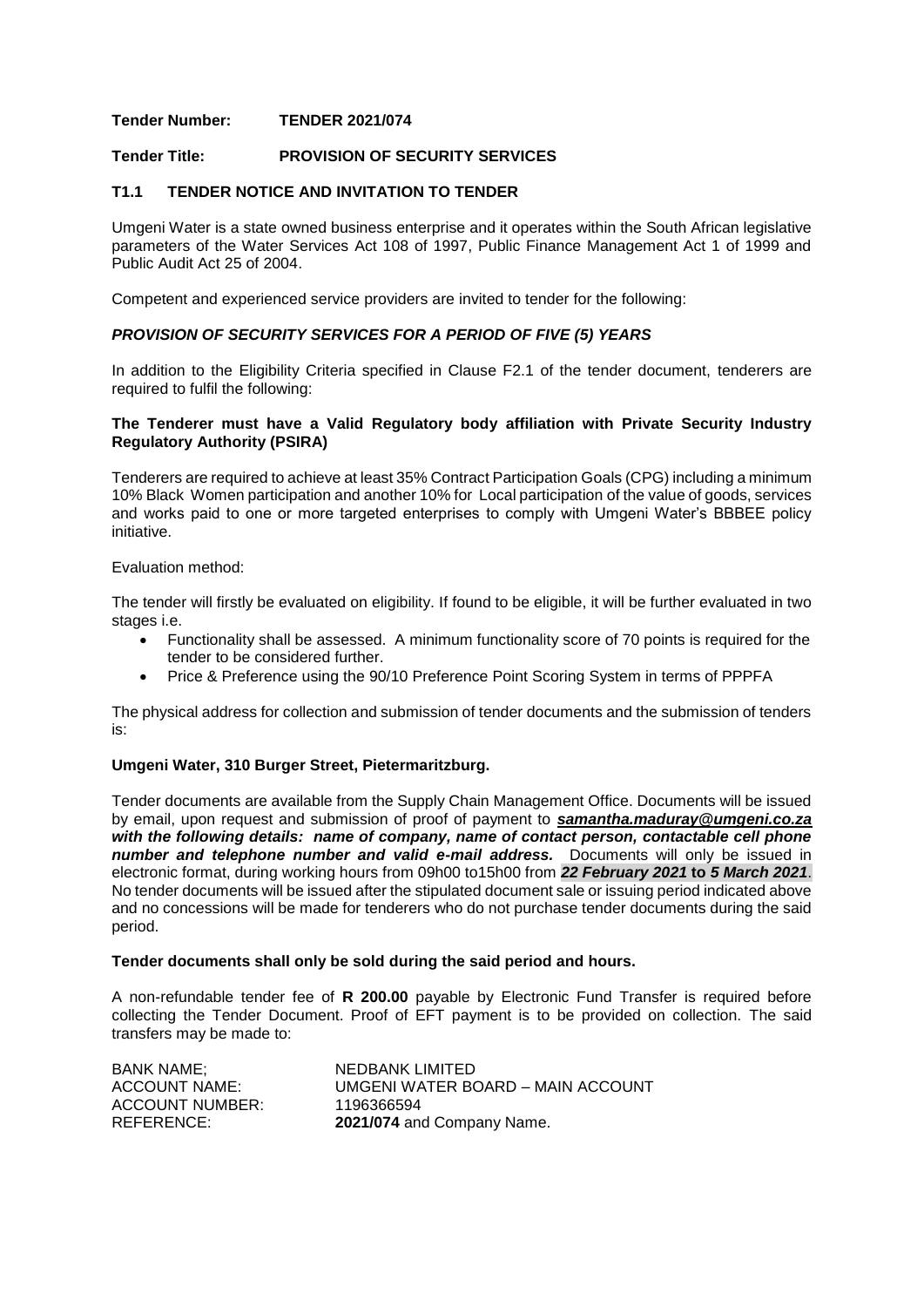**Tender Number:** **TENDER 2021/074**

**Tender Title:** **PROVISION OF SECURITY SERVICES**

## T1.1 TENDER NOTICE AND INVITATION TO TENDER

Umgeni Water is a state owned business enterprise and it operates within the South African legislative parameters of the Water Services Act 108 of 1997, Public Finance Management Act 1 of 1999 and Public Audit Act 25 of 2004.

Competent and experienced service providers are invited to tender for the following:

***PROVISION OF SECURITY SERVICES FOR A PERIOD OF FIVE (5) YEARS***

In addition to the Eligibility Criteria specified in Clause F2.1 of the tender document, tenderers are required to fulfil the following:

**The Tenderer must have a Valid Regulatory body affiliation with Private Security Industry Regulatory Authority (PSIRA)**

Tenderers are required to achieve at least 35% Contract Participation Goals (CPG) including a minimum 10% Black Women participation and another 10% for Local participation of the value of goods, services and works paid to one or more targeted enterprises to comply with Umgeni Water's BBBEE policy initiative.

Evaluation method:

The tender will firstly be evaluated on eligibility. If found to be eligible, it will be further evaluated in two stages i.e.

- Functionality shall be assessed. A minimum functionality score of 70 points is required for the tender to be considered further.
- Price & Preference using the 90/10 Preference Point Scoring System in terms of PPPFA

The physical address for collection and submission of tender documents and the submission of tenders is:

**Umgeni Water, 310 Burger Street, Pietermaritzburg.**

Tender documents are available from the Supply Chain Management Office. Documents will be issued by email, upon request and submission of proof of payment to ***samantha.maduray@umgeni.co.za with the following details: name of company, name of contact person, contactable cell phone number and telephone number and valid e-mail address.*** Documents will only be issued in electronic format, during working hours from 09h00 to15h00 from ***22 February 2021* to *5 March 2021***. No tender documents will be issued after the stipulated document sale or issuing period indicated above and no concessions will be made for tenderers who do not purchase tender documents during the said period.

**Tender documents shall only be sold during the said period and hours.**

A non-refundable tender fee of **R 200.00** payable by Electronic Fund Transfer is required before collecting the Tender Document. Proof of EFT payment is to be provided on collection. The said transfers may be made to:

| | |
|---|---|
| BANK NAME; | NEDBANK LIMITED |
| ACCOUNT NAME: | UMGENI WATER BOARD – MAIN ACCOUNT |
| ACCOUNT NUMBER: | 1196366594 |
| REFERENCE: | **2021/074** and Company Name. |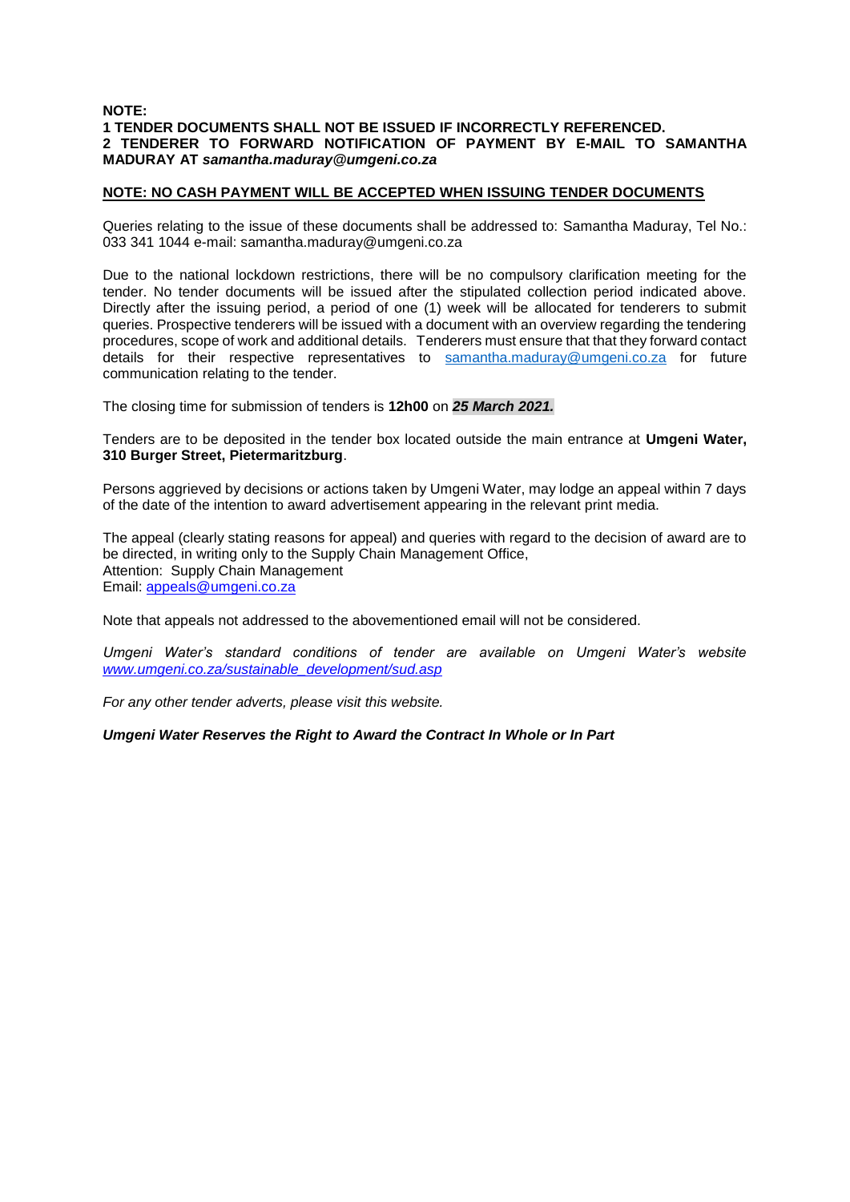**NOTE:**
**1 TENDER DOCUMENTS SHALL NOT BE ISSUED IF INCORRECTLY REFERENCED.**
**2 TENDERER TO FORWARD NOTIFICATION OF PAYMENT BY E-MAIL TO SAMANTHA MADURAY AT *samantha.maduray@umgeni.co.za***

**NOTE: NO CASH PAYMENT WILL BE ACCEPTED WHEN ISSUING TENDER DOCUMENTS**

Queries relating to the issue of these documents shall be addressed to: Samantha Maduray, Tel No.: 033 341 1044 e-mail: samantha.maduray@umgeni.co.za

Due to the national lockdown restrictions, there will be no compulsory clarification meeting for the tender. No tender documents will be issued after the stipulated collection period indicated above. Directly after the issuing period, a period of one (1) week will be allocated for tenderers to submit queries. Prospective tenderers will be issued with a document with an overview regarding the tendering procedures, scope of work and additional details. Tenderers must ensure that that they forward contact details for their respective representatives to samantha.maduray@umgeni.co.za for future communication relating to the tender.

The closing time for submission of tenders is **12h00** on ***25 March 2021.***

Tenders are to be deposited in the tender box located outside the main entrance at **Umgeni Water, 310 Burger Street, Pietermaritzburg**.

Persons aggrieved by decisions or actions taken by Umgeni Water, may lodge an appeal within 7 days of the date of the intention to award advertisement appearing in the relevant print media.

The appeal (clearly stating reasons for appeal) and queries with regard to the decision of award are to be directed, in writing only to the Supply Chain Management Office,
Attention: Supply Chain Management
Email: appeals@umgeni.co.za

Note that appeals not addressed to the abovementioned email will not be considered.

*Umgeni Water's standard conditions of tender are available on Umgeni Water's website www.umgeni.co.za/sustainable_development/sud.asp*

*For any other tender adverts, please visit this website.*

***Umgeni Water Reserves the Right to Award the Contract In Whole or In Part***